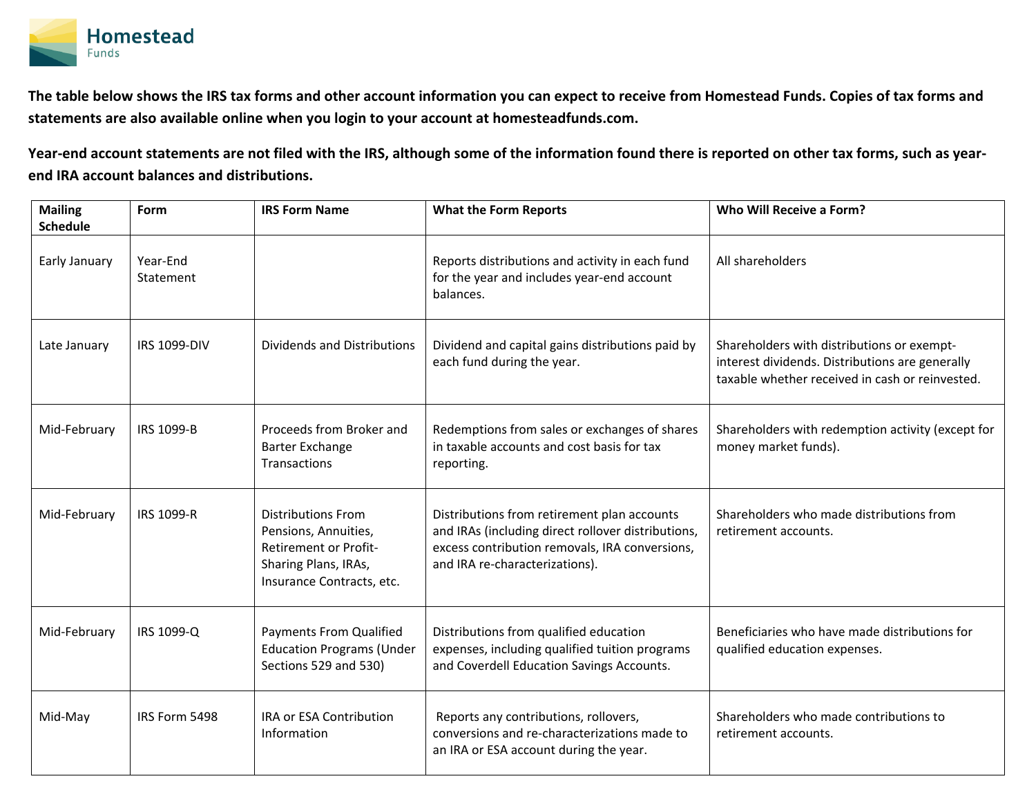Homestead Funds

**The table below shows the IRS tax forms and other account information you can expect to receive from Homestead Funds. Copies of tax forms and statements are also available online when you login to your account at homesteadfunds.com.**

**Year-end account statements are not filed with the IRS, although some of the information found there is reported on other tax forms, such as year-end IRA account balances and distributions.**

| Mailing Schedule | Form | IRS Form Name | What the Form Reports | Who Will Receive a Form? |
|---|---|---|---|---|
| Early January | Year-End Statement | | Reports distributions and activity in each fund for the year and includes year-end account balances. | All shareholders |
| Late January | IRS 1099-DIV | Dividends and Distributions | Dividend and capital gains distributions paid by each fund during the year. | Shareholders with distributions or exempt-interest dividends. Distributions are generally taxable whether received in cash or reinvested. |
| Mid-February | IRS 1099-B | Proceeds from Broker and Barter Exchange Transactions | Redemptions from sales or exchanges of shares in taxable accounts and cost basis for tax reporting. | Shareholders with redemption activity (except for money market funds). |
| Mid-February | IRS 1099-R | Distributions From Pensions, Annuities, Retirement or Profit-Sharing Plans, IRAs, Insurance Contracts, etc. | Distributions from retirement plan accounts and IRAs (including direct rollover distributions, excess contribution removals, IRA conversions, and IRA re-characterizations). | Shareholders who made distributions from retirement accounts. |
| Mid-February | IRS 1099-Q | Payments From Qualified Education Programs (Under Sections 529 and 530) | Distributions from qualified education expenses, including qualified tuition programs and Coverdell Education Savings Accounts. | Beneficiaries who have made distributions for qualified education expenses. |
| Mid-May | IRS Form 5498 | IRA or ESA Contribution Information | Reports any contributions, rollovers, conversions and re-characterizations made to an IRA or ESA account during the year. | Shareholders who made contributions to retirement accounts. |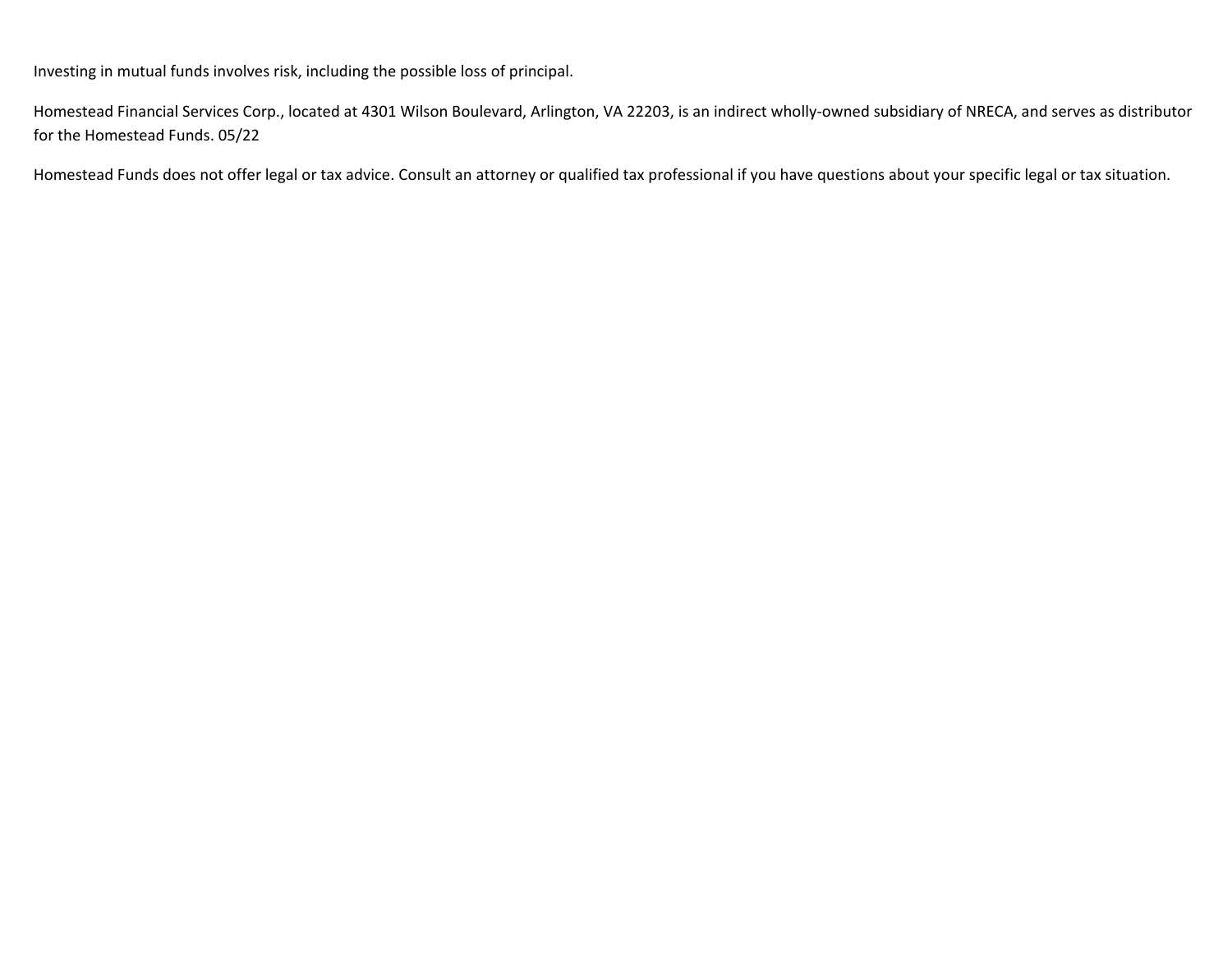Investing in mutual funds involves risk, including the possible loss of principal.

Homestead Financial Services Corp., located at 4301 Wilson Boulevard, Arlington, VA 22203, is an indirect wholly-owned subsidiary of NRECA, and serves as distributor for the Homestead Funds. 05/22

Homestead Funds does not offer legal or tax advice. Consult an attorney or qualified tax professional if you have questions about your specific legal or tax situation.